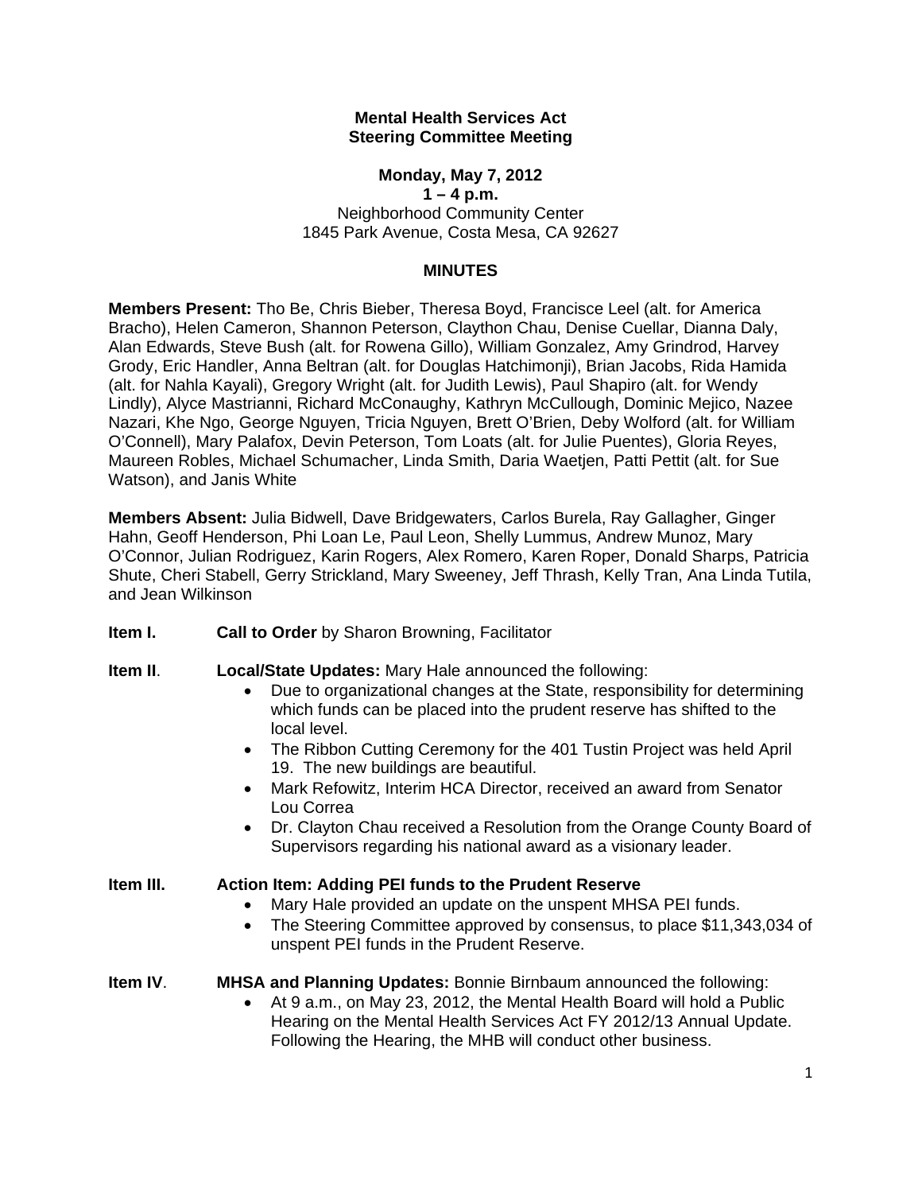**Mental Health Services Act**
**Steering Committee Meeting**

**Monday, May 7, 2012**
**1 – 4 p.m.**
Neighborhood Community Center
1845 Park Avenue, Costa Mesa, CA 92627

**MINUTES**

**Members Present:** Tho Be, Chris Bieber, Theresa Boyd, Francisce Leel (alt. for America Bracho), Helen Cameron, Shannon Peterson, Claython Chau, Denise Cuellar, Dianna Daly, Alan Edwards, Steve Bush (alt. for Rowena Gillo), William Gonzalez, Amy Grindrod, Harvey Grody, Eric Handler, Anna Beltran (alt. for Douglas Hatchimonji), Brian Jacobs, Rida Hamida (alt. for Nahla Kayali), Gregory Wright (alt. for Judith Lewis), Paul Shapiro (alt. for Wendy Lindly), Alyce Mastrianni, Richard McConaughy, Kathryn McCullough, Dominic Mejico, Nazee Nazari, Khe Ngo, George Nguyen, Tricia Nguyen, Brett O'Brien, Deby Wolford (alt. for William O'Connell), Mary Palafox, Devin Peterson, Tom Loats (alt. for Julie Puentes), Gloria Reyes, Maureen Robles, Michael Schumacher, Linda Smith, Daria Waetjen, Patti Pettit (alt. for Sue Watson), and Janis White

**Members Absent:** Julia Bidwell, Dave Bridgewaters, Carlos Burela, Ray Gallagher, Ginger Hahn, Geoff Henderson, Phi Loan Le, Paul Leon, Shelly Lummus, Andrew Munoz, Mary O'Connor, Julian Rodriguez, Karin Rogers, Alex Romero, Karen Roper, Donald Sharps, Patricia Shute, Cheri Stabell, Gerry Strickland, Mary Sweeney, Jeff Thrash, Kelly Tran, Ana Linda Tutila, and Jean Wilkinson

**Item I.** **Call to Order** by Sharon Browning, Facilitator

**Item II**. **Local/State Updates:** Mary Hale announced the following:

- Due to organizational changes at the State, responsibility for determining which funds can be placed into the prudent reserve has shifted to the local level.
- The Ribbon Cutting Ceremony for the 401 Tustin Project was held April 19. The new buildings are beautiful.
- Mark Refowitz, Interim HCA Director, received an award from Senator Lou Correa
- Dr. Clayton Chau received a Resolution from the Orange County Board of Supervisors regarding his national award as a visionary leader.

**Item III.** **Action Item: Adding PEI funds to the Prudent Reserve**

- Mary Hale provided an update on the unspent MHSA PEI funds.
- The Steering Committee approved by consensus, to place $11,343,034 of unspent PEI funds in the Prudent Reserve.

**Item IV**. **MHSA and Planning Updates:** Bonnie Birnbaum announced the following:

- At 9 a.m., on May 23, 2012, the Mental Health Board will hold a Public Hearing on the Mental Health Services Act FY 2012/13 Annual Update. Following the Hearing, the MHB will conduct other business.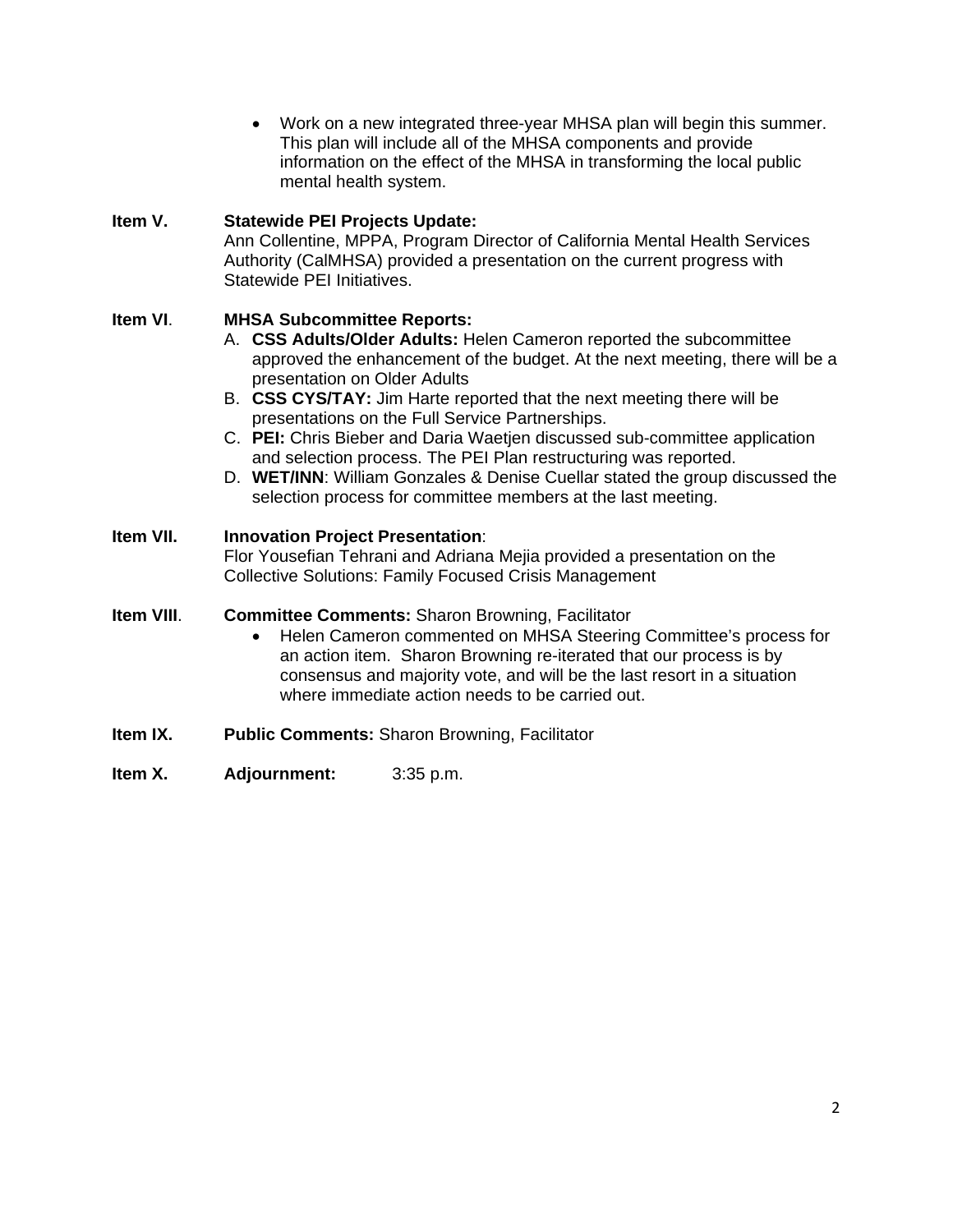- Work on a new integrated three-year MHSA plan will begin this summer. This plan will include all of the MHSA components and provide information on the effect of the MHSA in transforming the local public mental health system.

**Item V.** **Statewide PEI Projects Update:**
Ann Collentine, MPPA, Program Director of California Mental Health Services Authority (CalMHSA) provided a presentation on the current progress with Statewide PEI Initiatives.

**Item VI**. **MHSA Subcommittee Reports:**

A. **CSS Adults/Older Adults:** Helen Cameron reported the subcommittee approved the enhancement of the budget. At the next meeting, there will be a presentation on Older Adults
B. **CSS CYS/TAY:** Jim Harte reported that the next meeting there will be presentations on the Full Service Partnerships.
C. **PEI:** Chris Bieber and Daria Waetjen discussed sub-committee application and selection process. The PEI Plan restructuring was reported.
D. **WET/INN**: William Gonzales & Denise Cuellar stated the group discussed the selection process for committee members at the last meeting.

**Item VII.** **Innovation Project Presentation**:
Flor Yousefian Tehrani and Adriana Mejia provided a presentation on the Collective Solutions: Family Focused Crisis Management

**Item VIII**. **Committee Comments:** Sharon Browning, Facilitator

- Helen Cameron commented on MHSA Steering Committee's process for an action item. Sharon Browning re-iterated that our process is by consensus and majority vote, and will be the last resort in a situation where immediate action needs to be carried out.

**Item IX.** **Public Comments:** Sharon Browning, Facilitator

**Item X.** **Adjournment:** 3:35 p.m.